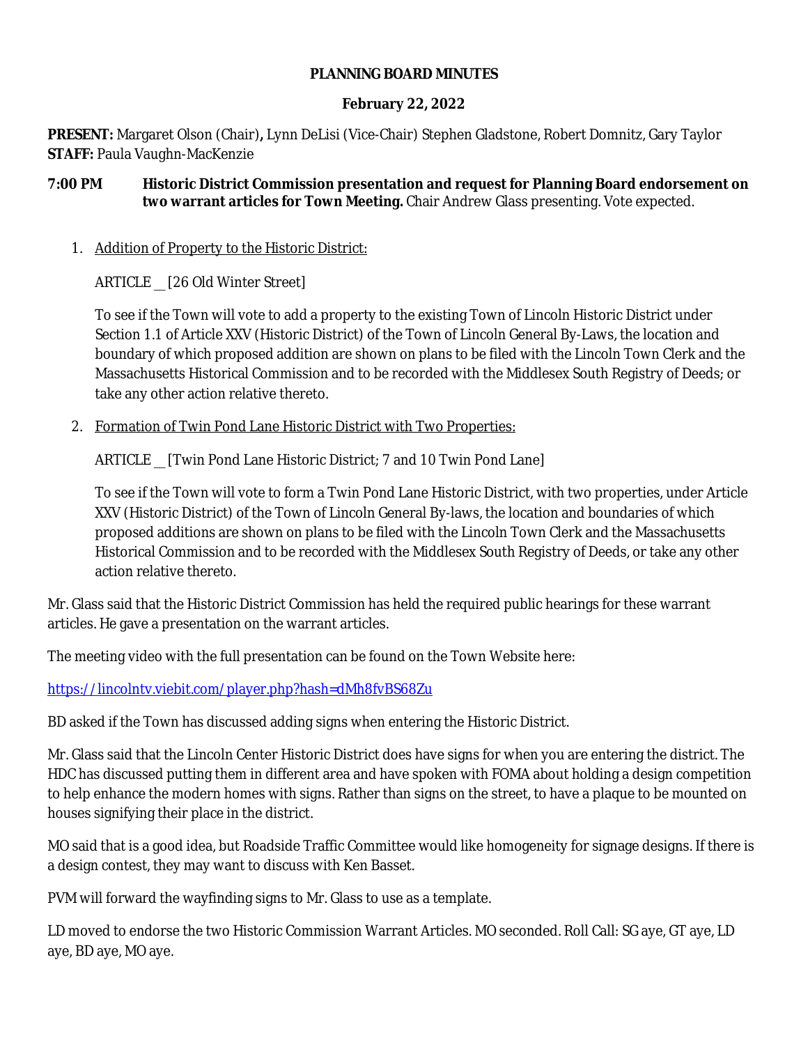# PLANNING BOARD MINUTES

## February 22, 2022

**PRESENT:** Margaret Olson (Chair)**,** Lynn DeLisi (Vice-Chair) Stephen Gladstone, Robert Domnitz, Gary Taylor
**STAFF:** Paula Vaughn-MacKenzie

**7:00 PM** **Historic District Commission presentation and request for Planning Board endorsement on two warrant articles for Town Meeting.** Chair Andrew Glass presenting. Vote expected.

1. Addition of Property to the Historic District:

   ARTICLE __ [26 Old Winter Street]

   To see if the Town will vote to add a property to the existing Town of Lincoln Historic District under Section 1.1 of Article XXV (Historic District) of the Town of Lincoln General By-Laws, the location and boundary of which proposed addition are shown on plans to be filed with the Lincoln Town Clerk and the Massachusetts Historical Commission and to be recorded with the Middlesex South Registry of Deeds; or take any other action relative thereto.

2. Formation of Twin Pond Lane Historic District with Two Properties:

   ARTICLE __ [Twin Pond Lane Historic District; 7 and 10 Twin Pond Lane]

   To see if the Town will vote to form a Twin Pond Lane Historic District, with two properties, under Article XXV (Historic District) of the Town of Lincoln General By-laws, the location and boundaries of which proposed additions are shown on plans to be filed with the Lincoln Town Clerk and the Massachusetts Historical Commission and to be recorded with the Middlesex South Registry of Deeds, or take any other action relative thereto.

Mr. Glass said that the Historic District Commission has held the required public hearings for these warrant articles. He gave a presentation on the warrant articles.

The meeting video with the full presentation can be found on the Town Website here:

https://lincolntv.viebit.com/player.php?hash=dMh8fvBS68Zu

BD asked if the Town has discussed adding signs when entering the Historic District.

Mr. Glass said that the Lincoln Center Historic District does have signs for when you are entering the district. The HDC has discussed putting them in different area and have spoken with FOMA about holding a design competition to help enhance the modern homes with signs. Rather than signs on the street, to have a plaque to be mounted on houses signifying their place in the district.

MO said that is a good idea, but Roadside Traffic Committee would like homogeneity for signage designs. If there is a design contest, they may want to discuss with Ken Basset.

PVM will forward the wayfinding signs to Mr. Glass to use as a template.

LD moved to endorse the two Historic Commission Warrant Articles. MO seconded. Roll Call: SG aye, GT aye, LD aye, BD aye, MO aye.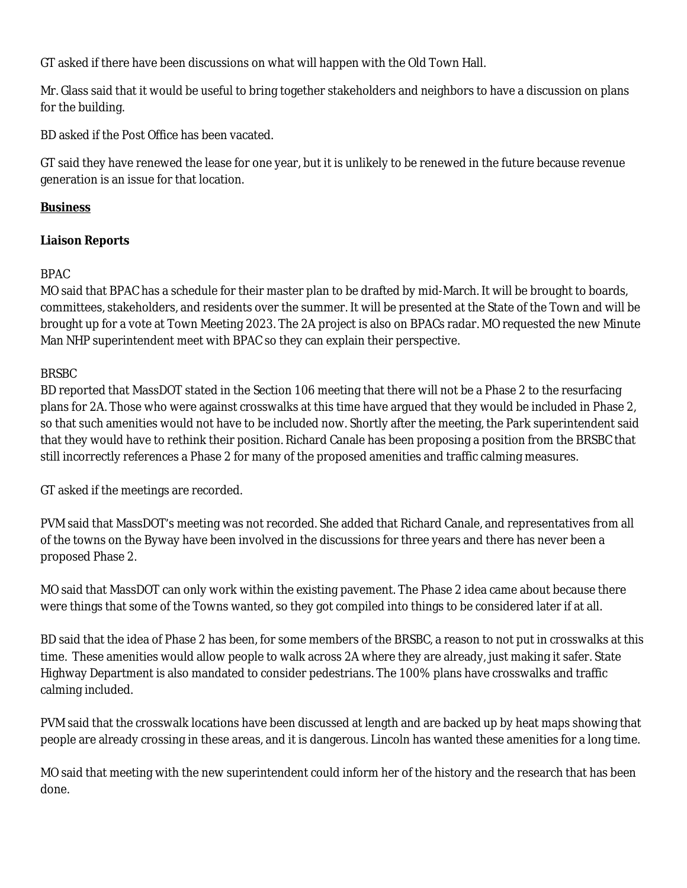GT asked if there have been discussions on what will happen with the Old Town Hall.

Mr. Glass said that it would be useful to bring together stakeholders and neighbors to have a discussion on plans for the building.

BD asked if the Post Office has been vacated.

GT said they have renewed the lease for one year, but it is unlikely to be renewed in the future because revenue generation is an issue for that location.

**Business**

**Liaison Reports**

BPAC
MO said that BPAC has a schedule for their master plan to be drafted by mid-March. It will be brought to boards, committees, stakeholders, and residents over the summer. It will be presented at the State of the Town and will be brought up for a vote at Town Meeting 2023. The 2A project is also on BPACs radar. MO requested the new Minute Man NHP superintendent meet with BPAC so they can explain their perspective.

BRSBC
BD reported that MassDOT stated in the Section 106 meeting that there will not be a Phase 2 to the resurfacing plans for 2A. Those who were against crosswalks at this time have argued that they would be included in Phase 2, so that such amenities would not have to be included now. Shortly after the meeting, the Park superintendent said that they would have to rethink their position. Richard Canale has been proposing a position from the BRSBC that still incorrectly references a Phase 2 for many of the proposed amenities and traffic calming measures.

GT asked if the meetings are recorded.

PVM said that MassDOT's meeting was not recorded. She added that Richard Canale, and representatives from all of the towns on the Byway have been involved in the discussions for three years and there has never been a proposed Phase 2.

MO said that MassDOT can only work within the existing pavement. The Phase 2 idea came about because there were things that some of the Towns wanted, so they got compiled into things to be considered later if at all.

BD said that the idea of Phase 2 has been, for some members of the BRSBC, a reason to not put in crosswalks at this time. These amenities would allow people to walk across 2A where they are already, just making it safer. State Highway Department is also mandated to consider pedestrians. The 100% plans have crosswalks and traffic calming included.

PVM said that the crosswalk locations have been discussed at length and are backed up by heat maps showing that people are already crossing in these areas, and it is dangerous. Lincoln has wanted these amenities for a long time.

MO said that meeting with the new superintendent could inform her of the history and the research that has been done.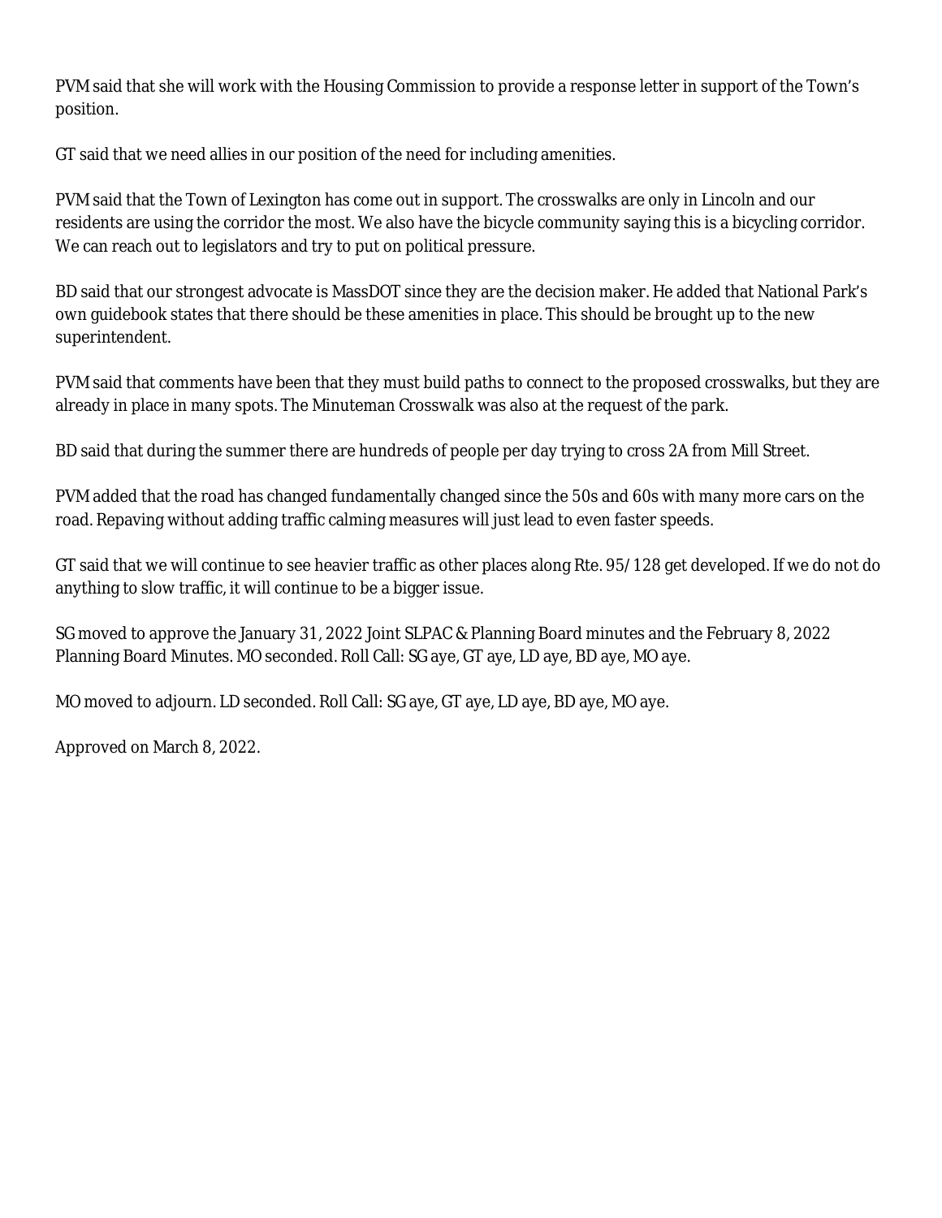PVM said that she will work with the Housing Commission to provide a response letter in support of the Town's position.

GT said that we need allies in our position of the need for including amenities.

PVM said that the Town of Lexington has come out in support. The crosswalks are only in Lincoln and our residents are using the corridor the most. We also have the bicycle community saying this is a bicycling corridor. We can reach out to legislators and try to put on political pressure.

BD said that our strongest advocate is MassDOT since they are the decision maker. He added that National Park's own guidebook states that there should be these amenities in place. This should be brought up to the new superintendent.

PVM said that comments have been that they must build paths to connect to the proposed crosswalks, but they are already in place in many spots. The Minuteman Crosswalk was also at the request of the park.

BD said that during the summer there are hundreds of people per day trying to cross 2A from Mill Street.

PVM added that the road has changed fundamentally changed since the 50s and 60s with many more cars on the road. Repaving without adding traffic calming measures will just lead to even faster speeds.

GT said that we will continue to see heavier traffic as other places along Rte. 95/128 get developed. If we do not do anything to slow traffic, it will continue to be a bigger issue.

SG moved to approve the January 31, 2022 Joint SLPAC & Planning Board minutes and the February 8, 2022 Planning Board Minutes. MO seconded. Roll Call: SG aye, GT aye, LD aye, BD aye, MO aye.

MO moved to adjourn. LD seconded. Roll Call: SG aye, GT aye, LD aye, BD aye, MO aye.

Approved on March 8, 2022.